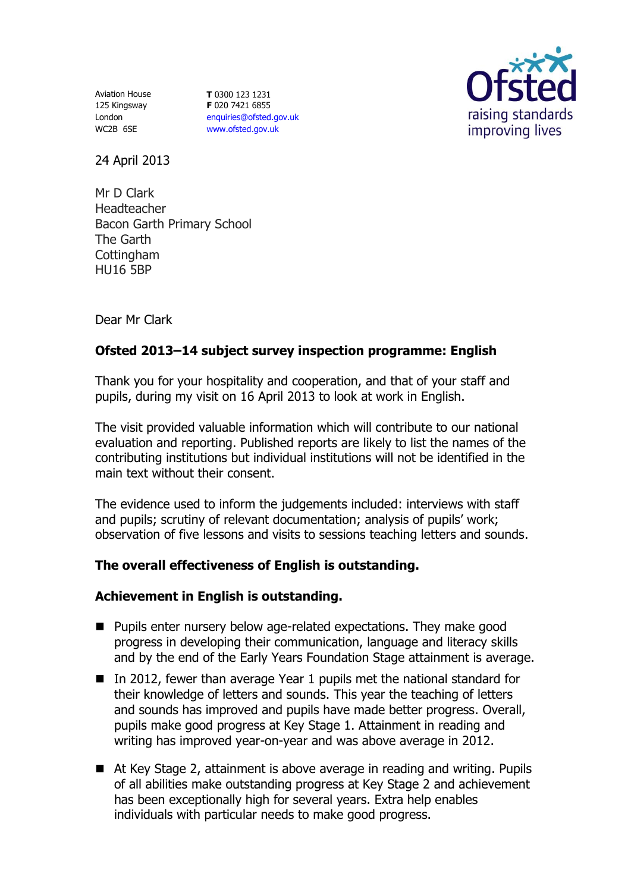Aviation House
125 Kingsway
London
WC2B 6SE

**T** 0300 123 1231
**F** 020 7421 6855
enquiries@ofsted.gov.uk
www.ofsted.gov.uk

24 April 2013

Mr D Clark
Headteacher
Bacon Garth Primary School
The Garth
Cottingham
HU16 5BP

Dear Mr Clark

**Ofsted 2013–14 subject survey inspection programme: English**

Thank you for your hospitality and cooperation, and that of your staff and pupils, during my visit on 16 April 2013 to look at work in English.

The visit provided valuable information which will contribute to our national evaluation and reporting. Published reports are likely to list the names of the contributing institutions but individual institutions will not be identified in the main text without their consent.

The evidence used to inform the judgements included: interviews with staff and pupils; scrutiny of relevant documentation; analysis of pupils' work; observation of five lessons and visits to sessions teaching letters and sounds.

**The overall effectiveness of English is outstanding.**

**Achievement in English is outstanding.**

- Pupils enter nursery below age-related expectations. They make good progress in developing their communication, language and literacy skills and by the end of the Early Years Foundation Stage attainment is average.
- In 2012, fewer than average Year 1 pupils met the national standard for their knowledge of letters and sounds. This year the teaching of letters and sounds has improved and pupils have made better progress. Overall, pupils make good progress at Key Stage 1. Attainment in reading and writing has improved year-on-year and was above average in 2012.
- At Key Stage 2, attainment is above average in reading and writing. Pupils of all abilities make outstanding progress at Key Stage 2 and achievement has been exceptionally high for several years. Extra help enables individuals with particular needs to make good progress.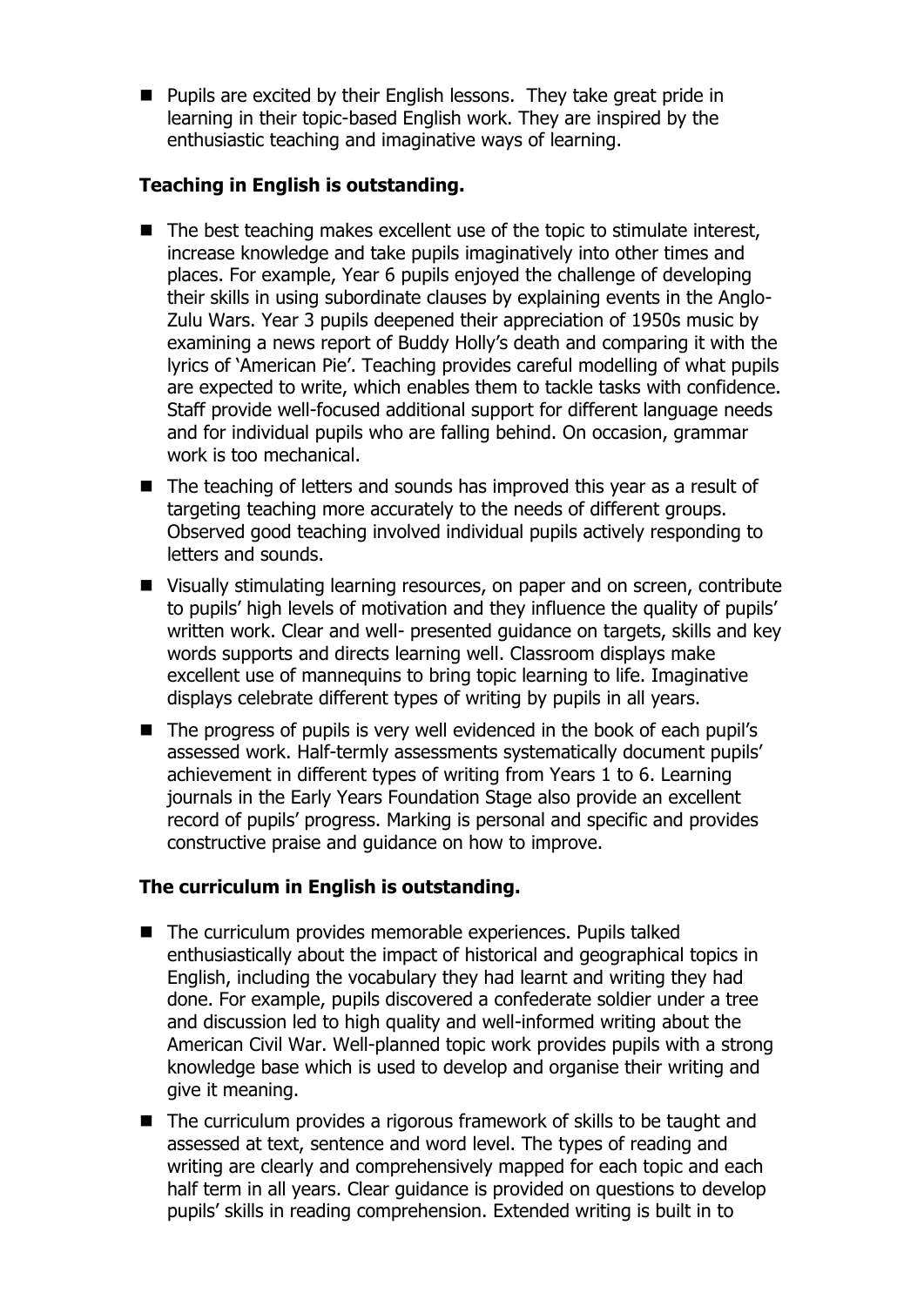- Pupils are excited by their English lessons. They take great pride in learning in their topic-based English work. They are inspired by the enthusiastic teaching and imaginative ways of learning.

**Teaching in English is outstanding.**

- The best teaching makes excellent use of the topic to stimulate interest, increase knowledge and take pupils imaginatively into other times and places. For example, Year 6 pupils enjoyed the challenge of developing their skills in using subordinate clauses by explaining events in the Anglo-Zulu Wars. Year 3 pupils deepened their appreciation of 1950s music by examining a news report of Buddy Holly's death and comparing it with the lyrics of 'American Pie'. Teaching provides careful modelling of what pupils are expected to write, which enables them to tackle tasks with confidence. Staff provide well-focused additional support for different language needs and for individual pupils who are falling behind. On occasion, grammar work is too mechanical.
- The teaching of letters and sounds has improved this year as a result of targeting teaching more accurately to the needs of different groups. Observed good teaching involved individual pupils actively responding to letters and sounds.
- Visually stimulating learning resources, on paper and on screen, contribute to pupils' high levels of motivation and they influence the quality of pupils' written work. Clear and well- presented guidance on targets, skills and key words supports and directs learning well. Classroom displays make excellent use of mannequins to bring topic learning to life. Imaginative displays celebrate different types of writing by pupils in all years.
- The progress of pupils is very well evidenced in the book of each pupil's assessed work. Half-termly assessments systematically document pupils' achievement in different types of writing from Years 1 to 6. Learning journals in the Early Years Foundation Stage also provide an excellent record of pupils' progress. Marking is personal and specific and provides constructive praise and guidance on how to improve.

**The curriculum in English is outstanding.**

- The curriculum provides memorable experiences. Pupils talked enthusiastically about the impact of historical and geographical topics in English, including the vocabulary they had learnt and writing they had done. For example, pupils discovered a confederate soldier under a tree and discussion led to high quality and well-informed writing about the American Civil War. Well-planned topic work provides pupils with a strong knowledge base which is used to develop and organise their writing and give it meaning.
- The curriculum provides a rigorous framework of skills to be taught and assessed at text, sentence and word level. The types of reading and writing are clearly and comprehensively mapped for each topic and each half term in all years. Clear guidance is provided on questions to develop pupils' skills in reading comprehension. Extended writing is built in to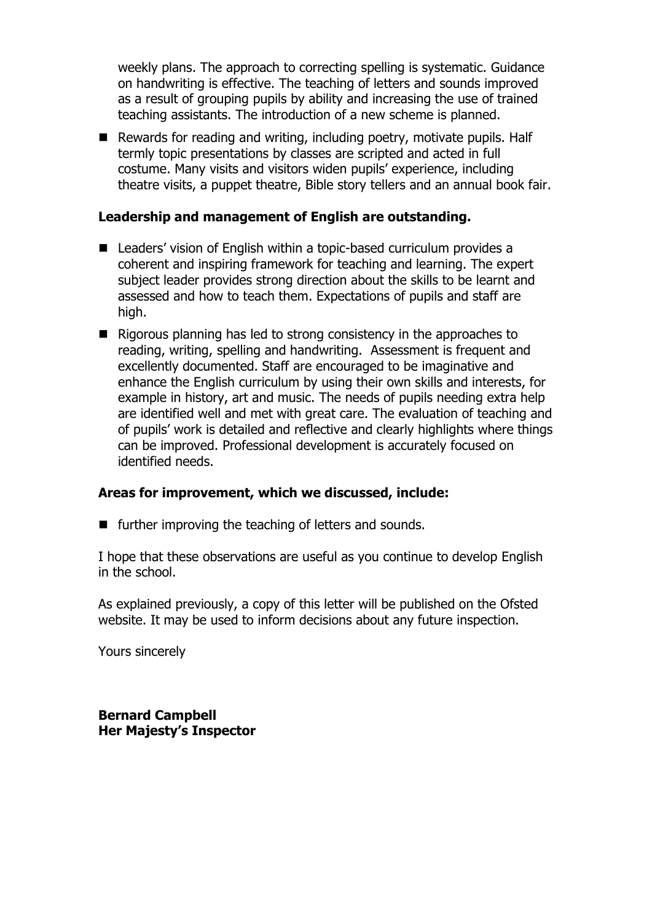weekly plans. The approach to correcting spelling is systematic. Guidance on handwriting is effective. The teaching of letters and sounds improved as a result of grouping pupils by ability and increasing the use of trained teaching assistants. The introduction of a new scheme is planned.

- Rewards for reading and writing, including poetry, motivate pupils. Half termly topic presentations by classes are scripted and acted in full costume. Many visits and visitors widen pupils' experience, including theatre visits, a puppet theatre, Bible story tellers and an annual book fair.

**Leadership and management of English are outstanding.**

- Leaders' vision of English within a topic-based curriculum provides a coherent and inspiring framework for teaching and learning. The expert subject leader provides strong direction about the skills to be learnt and assessed and how to teach them. Expectations of pupils and staff are high.
- Rigorous planning has led to strong consistency in the approaches to reading, writing, spelling and handwriting. Assessment is frequent and excellently documented. Staff are encouraged to be imaginative and enhance the English curriculum by using their own skills and interests, for example in history, art and music. The needs of pupils needing extra help are identified well and met with great care. The evaluation of teaching and of pupils' work is detailed and reflective and clearly highlights where things can be improved. Professional development is accurately focused on identified needs.

**Areas for improvement, which we discussed, include:**

- further improving the teaching of letters and sounds.

I hope that these observations are useful as you continue to develop English in the school.

As explained previously, a copy of this letter will be published on the Ofsted website. It may be used to inform decisions about any future inspection.

Yours sincerely

**Bernard Campbell**
**Her Majesty's Inspector**